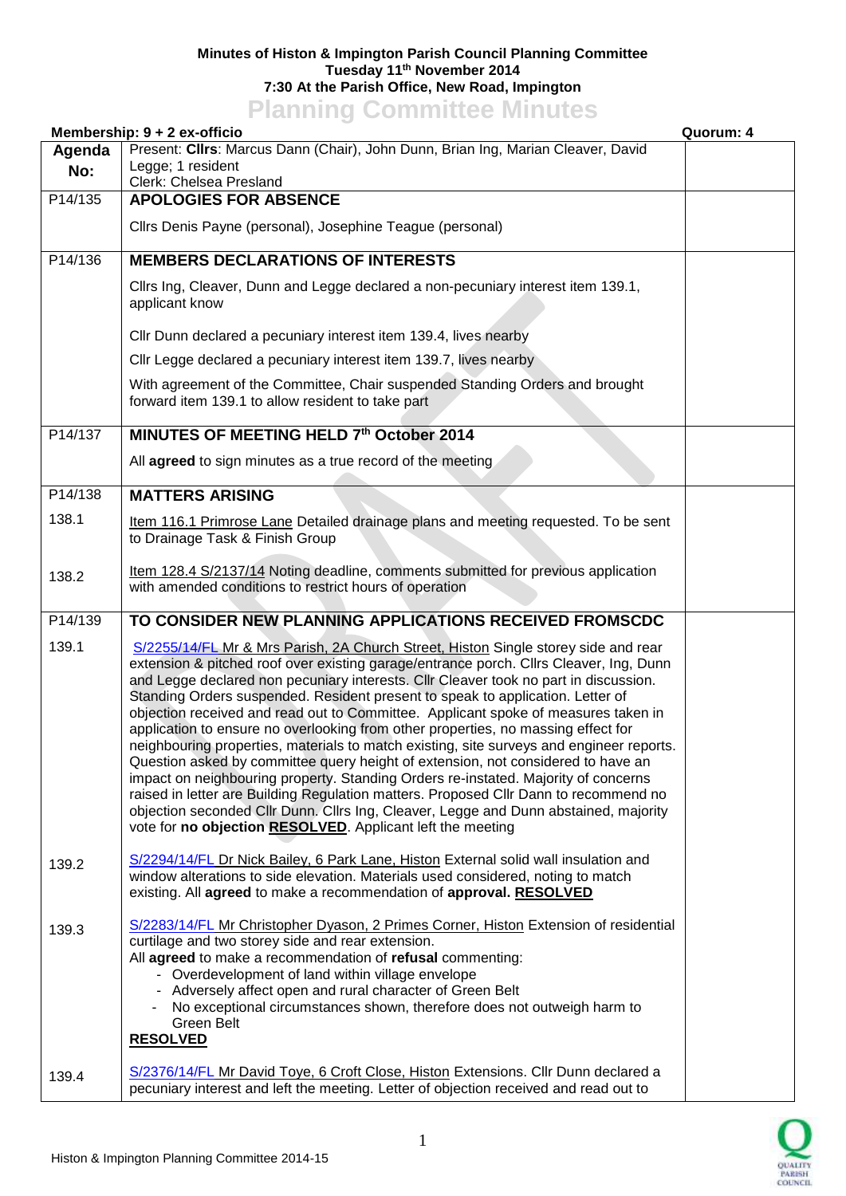**Minutes of Histon & Impington Parish Council Planning Committee**
**Tuesday 11th November 2014**
**7:30 At the Parish Office, New Road, Impington**

# Planning Committee Minutes

**Membership: 9 + 2 ex-officio** **Quorum: 4**

| Agenda No: | Present: **Cllrs**: Marcus Dann (Chair), John Dunn, Brian Ing, Marian Cleaver, David Legge; 1 resident<br>Clerk: Chelsea Presland | |
|---|---|---|
| P14/135 | **APOLOGIES FOR ABSENCE**<br><br>Cllrs Denis Payne (personal), Josephine Teague (personal) | |
| P14/136 | **MEMBERS DECLARATIONS OF INTERESTS**<br><br>Cllrs Ing, Cleaver, Dunn and Legge declared a non-pecuniary interest item 139.1, applicant know<br><br>Cllr Dunn declared a pecuniary interest item 139.4, lives nearby<br><br>Cllr Legge declared a pecuniary interest item 139.7, lives nearby<br><br>With agreement of the Committee, Chair suspended Standing Orders and brought forward item 139.1 to allow resident to take part | |
| P14/137 | **MINUTES OF MEETING HELD 7th October 2014**<br><br>All **agreed** to sign minutes as a true record of the meeting | |
| P14/138 | **MATTERS ARISING** | |
| 138.1 | Item 116.1 Primrose Lane Detailed drainage plans and meeting requested. To be sent to Drainage Task & Finish Group | |
| 138.2 | Item 128.4 S/2137/14 Noting deadline, comments submitted for previous application with amended conditions to restrict hours of operation | |
| P14/139 | **TO CONSIDER NEW PLANNING APPLICATIONS RECEIVED FROMSCDC** | |
| 139.1 | S/2255/14/FL Mr & Mrs Parish, 2A Church Street, Histon Single storey side and rear extension & pitched roof over existing garage/entrance porch. Cllrs Cleaver, Ing, Dunn and Legge declared non pecuniary interests. Cllr Cleaver took no part in discussion. Standing Orders suspended. Resident present to speak to application. Letter of objection received and read out to Committee. Applicant spoke of measures taken in application to ensure no overlooking from other properties, no massing effect for neighbouring properties, materials to match existing, site surveys and engineer reports. Question asked by committee query height of extension, not considered to have an impact on neighbouring property. Standing Orders re-instated. Majority of concerns raised in letter are Building Regulation matters. Proposed Cllr Dann to recommend no objection seconded Cllr Dunn. Cllrs Ing, Cleaver, Legge and Dunn abstained, majority vote for **no objection** **RESOLVED**. Applicant left the meeting | |
| 139.2 | S/2294/14/FL Dr Nick Bailey, 6 Park Lane, Histon External solid wall insulation and window alterations to side elevation. Materials used considered, noting to match existing. All **agreed** to make a recommendation of **approval. RESOLVED** | |
| 139.3 | S/2283/14/FL Mr Christopher Dyason, 2 Primes Corner, Histon Extension of residential curtilage and two storey side and rear extension<br>All **agreed** to make a recommendation of **refusal** commenting:<br>- Overdevelopment of land within village envelope<br>- Adversely affect open and rural character of Green Belt<br>- No exceptional circumstances shown, therefore does not outweigh harm to Green Belt<br>**RESOLVED** | |
| 139.4 | S/2376/14/FL Mr David Toye, 6 Croft Close, Histon Extensions. Cllr Dunn declared a pecuniary interest and left the meeting. Letter of objection received and read out to | |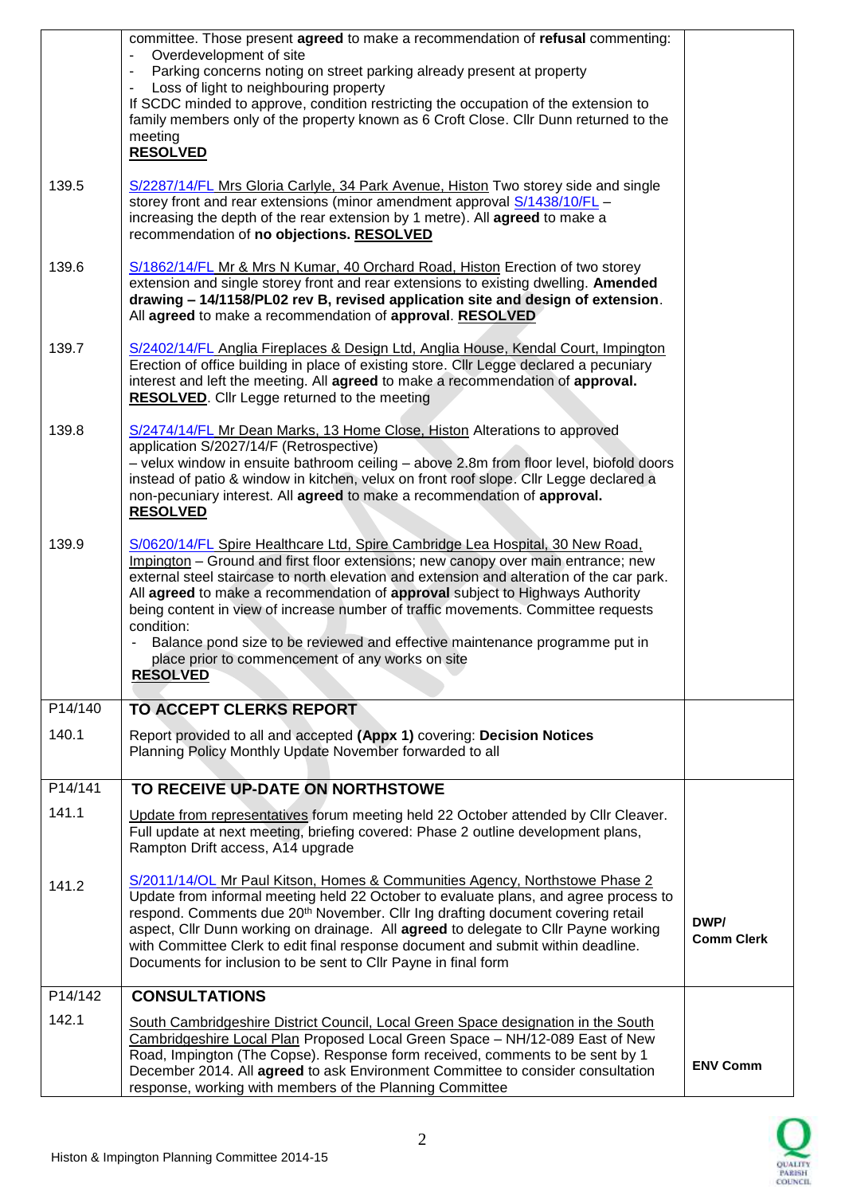| | | |
|---|---|---|
| | committee. Those present **agreed** to make a recommendation of **refusal** commenting:<br>- Overdevelopment of site<br>- Parking concerns noting on street parking already present at property<br>- Loss of light to neighbouring property<br>If SCDC minded to approve, condition restricting the occupation of the extension to family members only of the property known as 6 Croft Close. Cllr Dunn returned to the meeting<br>**RESOLVED** | |
| 139.5 | S/2287/14/FL Mrs Gloria Carlyle, 34 Park Avenue, Histon Two storey side and single storey front and rear extensions (minor amendment approval S/1438/10/FL – increasing the depth of the rear extension by 1 metre). All **agreed** to make a recommendation of **no objections. RESOLVED** | |
| 139.6 | S/1862/14/FL Mr & Mrs N Kumar, 40 Orchard Road, Histon Erection of two storey extension and single storey front and rear extensions to existing dwelling. **Amended drawing – 14/1158/PL02 rev B, revised application site and design of extension**. All **agreed** to make a recommendation of **approval**. **RESOLVED** | |
| 139.7 | S/2402/14/FL Anglia Fireplaces & Design Ltd, Anglia House, Kendal Court, Impington Erection of office building in place of existing store. Cllr Legge declared a pecuniary interest and left the meeting. All **agreed** to make a recommendation of **approval. RESOLVED**. Cllr Legge returned to the meeting | |
| 139.8 | S/2474/14/FL Mr Dean Marks, 13 Home Close, Histon Alterations to approved application S/2027/14/F (Retrospective)<br>– velux window in ensuite bathroom ceiling – above 2.8m from floor level, biofold doors instead of patio & window in kitchen, velux on front roof slope. Cllr Legge declared a non-pecuniary interest. All **agreed** to make a recommendation of **approval. RESOLVED** | |
| 139.9 | S/0620/14/FL Spire Healthcare Ltd, Spire Cambridge Lea Hospital, 30 New Road, Impington – Ground and first floor extensions; new canopy over main entrance; new external steel staircase to north elevation and extension and alteration of the car park. All **agreed** to make a recommendation of **approval** subject to Highways Authority being content in view of increase number of traffic movements. Committee requests condition:<br>- Balance pond size to be reviewed and effective maintenance programme put in place prior to commencement of any works on site<br>**RESOLVED** | |
| P14/140 | **TO ACCEPT CLERKS REPORT** | |
| 140.1 | Report provided to all and accepted **(Appx 1)** covering: **Decision Notices**<br>Planning Policy Monthly Update November forwarded to all | |
| P14/141 | **TO RECEIVE UP-DATE ON NORTHSTOWE** | |
| 141.1 | Update from representatives forum meeting held 22 October attended by Cllr Cleaver. Full update at next meeting, briefing covered: Phase 2 outline development plans, Rampton Drift access, A14 upgrade | |
| 141.2 | S/2011/14/OL Mr Paul Kitson, Homes & Communities Agency, Northstowe Phase 2<br>Update from informal meeting held 22 October to evaluate plans, and agree process to respond. Comments due 20th November. Cllr Ing drafting document covering retail aspect, Cllr Dunn working on drainage. All **agreed** to delegate to Cllr Payne working with Committee Clerk to edit final response document and submit within deadline. Documents for inclusion to be sent to Cllr Payne in final form | **DWP/ Comm Clerk** |
| P14/142 | **CONSULTATIONS** | |
| 142.1 | South Cambridgeshire District Council, Local Green Space designation in the South Cambridgeshire Local Plan Proposed Local Green Space – NH/12-089 East of New Road, Impington (The Copse). Response form received, comments to be sent by 1 December 2014. All **agreed** to ask Environment Committee to consider consultation response, working with members of the Planning Committee | **ENV Comm** |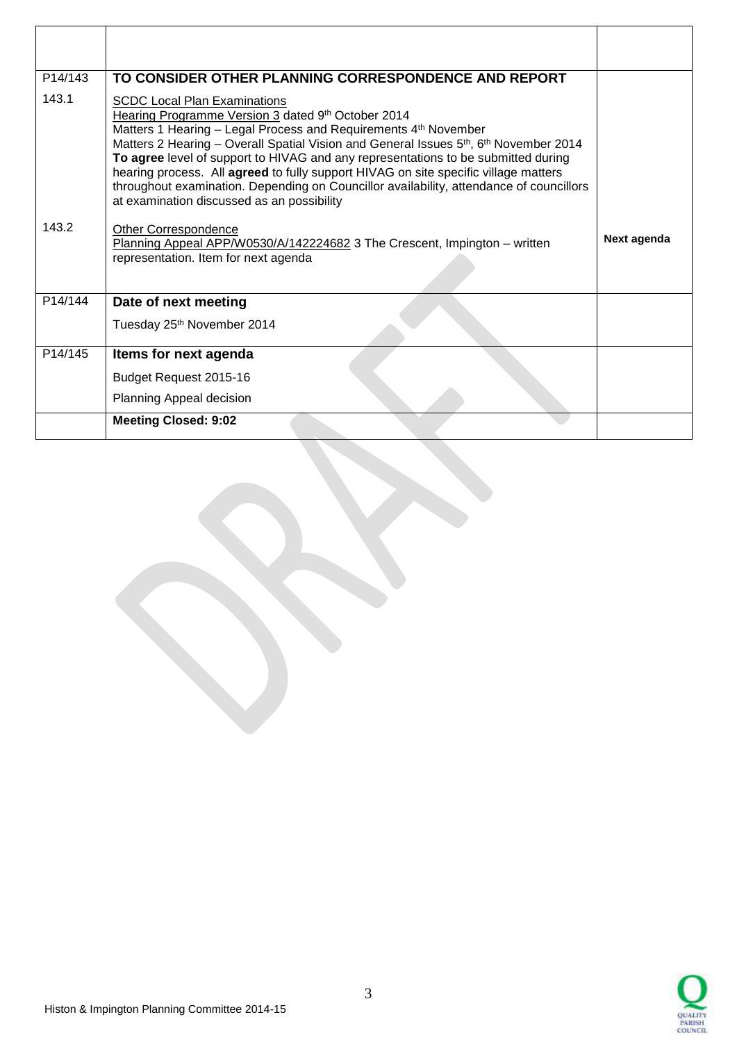| | | |
|---|---|---|
| | | |
| P14/143 | **TO CONSIDER OTHER PLANNING CORRESPONDENCE AND REPORT** | |
| 143.1 | SCDC Local Plan Examinations<br>Hearing Programme Version 3 dated 9th October 2014<br>Matters 1 Hearing – Legal Process and Requirements 4th November<br>Matters 2 Hearing – Overall Spatial Vision and General Issues 5th, 6th November 2014<br>**To agree** level of support to HIVAG and any representations to be submitted during hearing process. All **agreed** to fully support HIVAG on site specific village matters throughout examination. Depending on Councillor availability, attendance of councillors at examination discussed as an possibility | |
| 143.2 | Other Correspondence<br>Planning Appeal APP/W0530/A/142224682 3 The Crescent, Impington – written representation. Item for next agenda | **Next agenda** |
| P14/144 | **Date of next meeting**<br>Tuesday 25th November 2014 | |
| P14/145 | **Items for next agenda**<br>Budget Request 2015-16<br>Planning Appeal decision | |
| | **Meeting Closed: 9:02** | |

Histon & Impington Planning Committee 2014-15